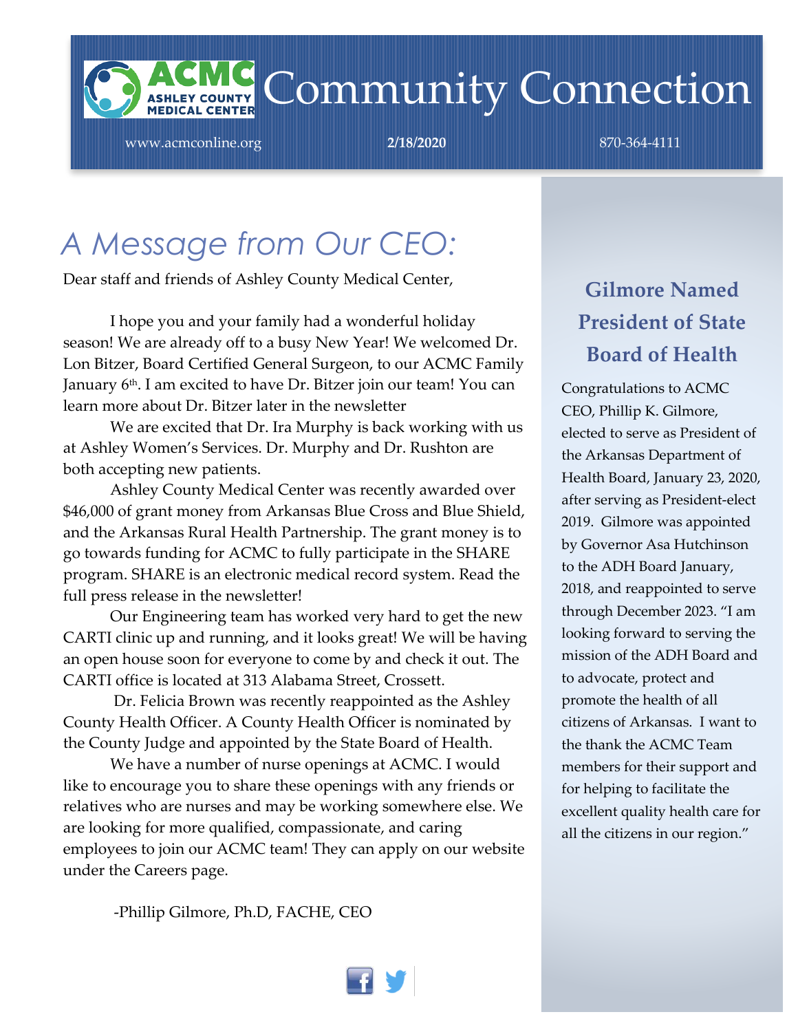# Community Connection

ACMC ASHLEY COUNTY MEDICAL CENTER

www.acmconline.org **2/18/2020** 870-364-4111

## *A Message from Our CEO:*

Dear staff and friends of Ashley County Medical Center,

I hope you and your family had a wonderful holiday season! We are already off to a busy New Year! We welcomed Dr. Lon Bitzer, Board Certified General Surgeon, to our ACMC Family January 6th. I am excited to have Dr. Bitzer join our team! You can learn more about Dr. Bitzer later in the newsletter

We are excited that Dr. Ira Murphy is back working with us at Ashley Women's Services. Dr. Murphy and Dr. Rushton are both accepting new patients.

Ashley County Medical Center was recently awarded over $46,000 of grant money from Arkansas Blue Cross and Blue Shield, and the Arkansas Rural Health Partnership. The grant money is to go towards funding for ACMC to fully participate in the SHARE program. SHARE is an electronic medical record system. Read the full press release in the newsletter!

Our Engineering team has worked very hard to get the new CARTI clinic up and running, and it looks great! We will be having an open house soon for everyone to come by and check it out. The CARTI office is located at 313 Alabama Street, Crossett.

Dr. Felicia Brown was recently reappointed as the Ashley County Health Officer. A County Health Officer is nominated by the County Judge and appointed by the State Board of Health.

We have a number of nurse openings at ACMC. I would like to encourage you to share these openings with any friends or relatives who are nurses and may be working somewhere else. We are looking for more qualified, compassionate, and caring employees to join our ACMC team! They can apply on our website under the Careers page.

-Phillip Gilmore, Ph.D, FACHE, CEO

### Gilmore Named President of State Board of Health

Congratulations to ACMC CEO, Phillip K. Gilmore, elected to serve as President of the Arkansas Department of Health Board, January 23, 2020, after serving as President-elect 2019. Gilmore was appointed by Governor Asa Hutchinson to the ADH Board January, 2018, and reappointed to serve through December 2023. "I am looking forward to serving the mission of the ADH Board and to advocate, protect and promote the health of all citizens of Arkansas. I want to the thank the ACMC Team members for their support and for helping to facilitate the excellent quality health care for all the citizens in our region."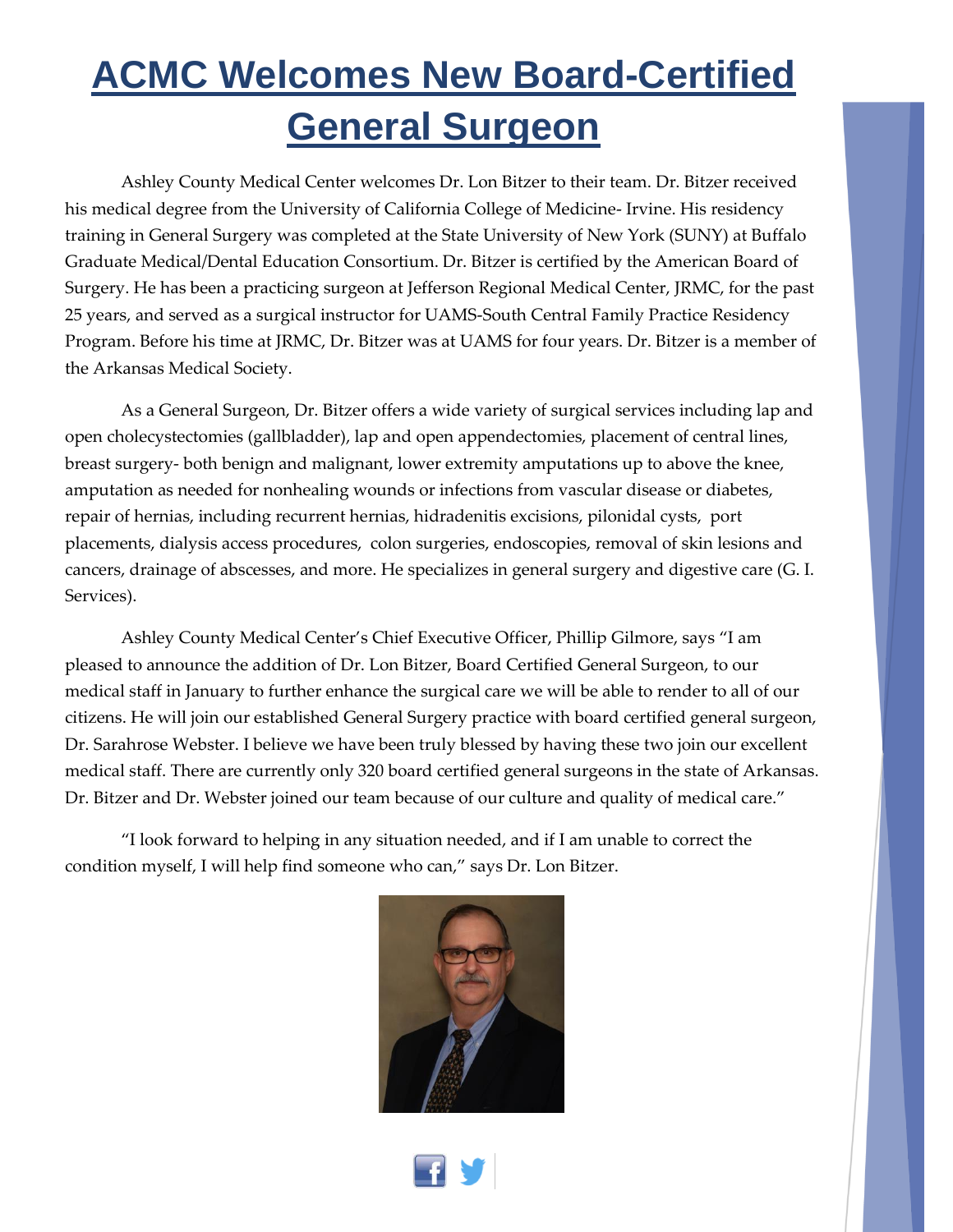# ACMC Welcomes New Board-Certified General Surgeon

Ashley County Medical Center welcomes Dr. Lon Bitzer to their team. Dr. Bitzer received his medical degree from the University of California College of Medicine- Irvine. His residency training in General Surgery was completed at the State University of New York (SUNY) at Buffalo Graduate Medical/Dental Education Consortium. Dr. Bitzer is certified by the American Board of Surgery. He has been a practicing surgeon at Jefferson Regional Medical Center, JRMC, for the past 25 years, and served as a surgical instructor for UAMS-South Central Family Practice Residency Program. Before his time at JRMC, Dr. Bitzer was at UAMS for four years. Dr. Bitzer is a member of the Arkansas Medical Society.

As a General Surgeon, Dr. Bitzer offers a wide variety of surgical services including lap and open cholecystectomies (gallbladder), lap and open appendectomies, placement of central lines, breast surgery- both benign and malignant, lower extremity amputations up to above the knee, amputation as needed for nonhealing wounds or infections from vascular disease or diabetes, repair of hernias, including recurrent hernias, hidradenitis excisions, pilonidal cysts, port placements, dialysis access procedures, colon surgeries, endoscopies, removal of skin lesions and cancers, drainage of abscesses, and more. He specializes in general surgery and digestive care (G. I. Services).

Ashley County Medical Center's Chief Executive Officer, Phillip Gilmore, says "I am pleased to announce the addition of Dr. Lon Bitzer, Board Certified General Surgeon, to our medical staff in January to further enhance the surgical care we will be able to render to all of our citizens. He will join our established General Surgery practice with board certified general surgeon, Dr. Sarahrose Webster. I believe we have been truly blessed by having these two join our excellent medical staff. There are currently only 320 board certified general surgeons in the state of Arkansas. Dr. Bitzer and Dr. Webster joined our team because of our culture and quality of medical care."

"I look forward to helping in any situation needed, and if I am unable to correct the condition myself, I will help find someone who can," says Dr. Lon Bitzer.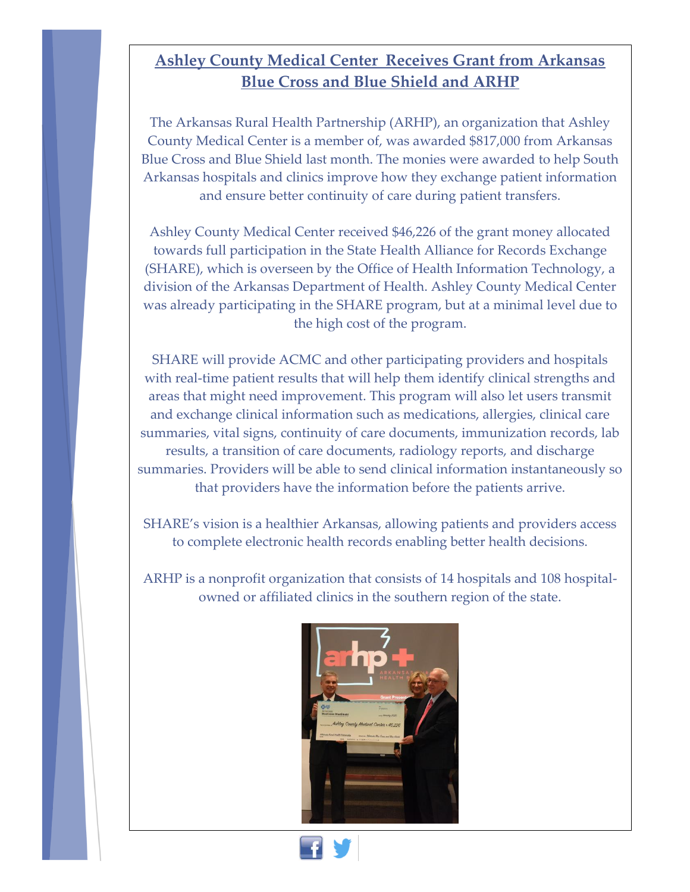## Ashley County Medical Center Receives Grant from Arkansas Blue Cross and Blue Shield and ARHP

The Arkansas Rural Health Partnership (ARHP), an organization that Ashley County Medical Center is a member of, was awarded $817,000 from Arkansas Blue Cross and Blue Shield last month. The monies were awarded to help South Arkansas hospitals and clinics improve how they exchange patient information and ensure better continuity of care during patient transfers.

Ashley County Medical Center received $46,226 of the grant money allocated towards full participation in the State Health Alliance for Records Exchange (SHARE), which is overseen by the Office of Health Information Technology, a division of the Arkansas Department of Health. Ashley County Medical Center was already participating in the SHARE program, but at a minimal level due to the high cost of the program.

SHARE will provide ACMC and other participating providers and hospitals with real-time patient results that will help them identify clinical strengths and areas that might need improvement. This program will also let users transmit and exchange clinical information such as medications, allergies, clinical care summaries, vital signs, continuity of care documents, immunization records, lab results, a transition of care documents, radiology reports, and discharge summaries. Providers will be able to send clinical information instantaneously so that providers have the information before the patients arrive.

SHARE's vision is a healthier Arkansas, allowing patients and providers access to complete electronic health records enabling better health decisions.

ARHP is a nonprofit organization that consists of 14 hospitals and 108 hospital-owned or affiliated clinics in the southern region of the state.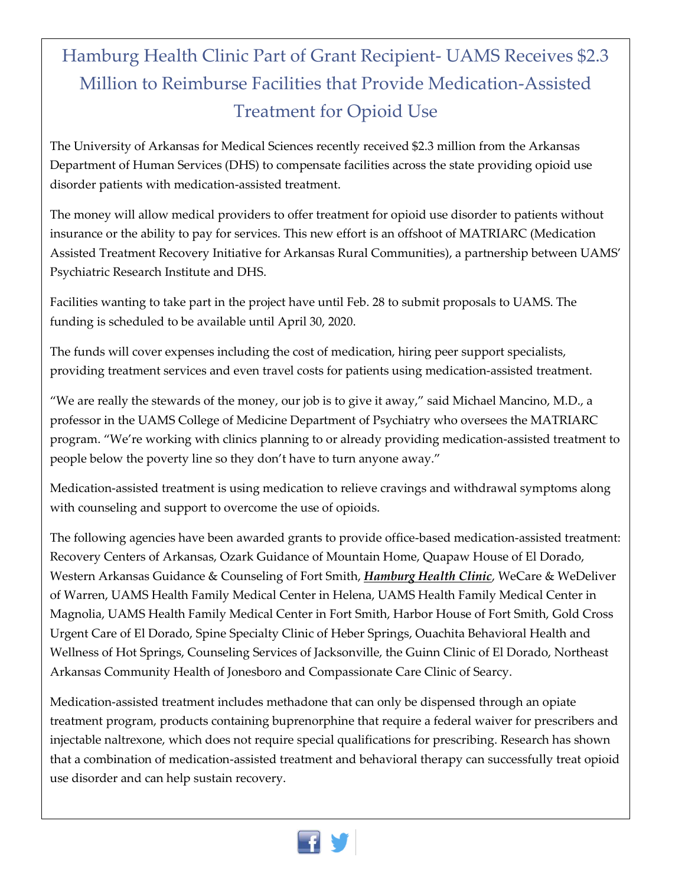# Hamburg Health Clinic Part of Grant Recipient- UAMS Receives $2.3 Million to Reimburse Facilities that Provide Medication-Assisted Treatment for Opioid Use

The University of Arkansas for Medical Sciences recently received $2.3 million from the Arkansas Department of Human Services (DHS) to compensate facilities across the state providing opioid use disorder patients with medication-assisted treatment.

The money will allow medical providers to offer treatment for opioid use disorder to patients without insurance or the ability to pay for services. This new effort is an offshoot of MATRIARC (Medication Assisted Treatment Recovery Initiative for Arkansas Rural Communities), a partnership between UAMS' Psychiatric Research Institute and DHS.

Facilities wanting to take part in the project have until Feb. 28 to submit proposals to UAMS. The funding is scheduled to be available until April 30, 2020.

The funds will cover expenses including the cost of medication, hiring peer support specialists, providing treatment services and even travel costs for patients using medication-assisted treatment.

"We are really the stewards of the money, our job is to give it away," said Michael Mancino, M.D., a professor in the UAMS College of Medicine Department of Psychiatry who oversees the MATRIARC program. "We're working with clinics planning to or already providing medication-assisted treatment to people below the poverty line so they don't have to turn anyone away."

Medication-assisted treatment is using medication to relieve cravings and withdrawal symptoms along with counseling and support to overcome the use of opioids.

The following agencies have been awarded grants to provide office-based medication-assisted treatment: Recovery Centers of Arkansas, Ozark Guidance of Mountain Home, Quapaw House of El Dorado, Western Arkansas Guidance & Counseling of Fort Smith, ***Hamburg Health Clinic***, WeCare & WeDeliver of Warren, UAMS Health Family Medical Center in Helena, UAMS Health Family Medical Center in Magnolia, UAMS Health Family Medical Center in Fort Smith, Harbor House of Fort Smith, Gold Cross Urgent Care of El Dorado, Spine Specialty Clinic of Heber Springs, Ouachita Behavioral Health and Wellness of Hot Springs, Counseling Services of Jacksonville, the Guinn Clinic of El Dorado, Northeast Arkansas Community Health of Jonesboro and Compassionate Care Clinic of Searcy.

Medication-assisted treatment includes methadone that can only be dispensed through an opiate treatment program, products containing buprenorphine that require a federal waiver for prescribers and injectable naltrexone, which does not require special qualifications for prescribing. Research has shown that a combination of medication-assisted treatment and behavioral therapy can successfully treat opioid use disorder and can help sustain recovery.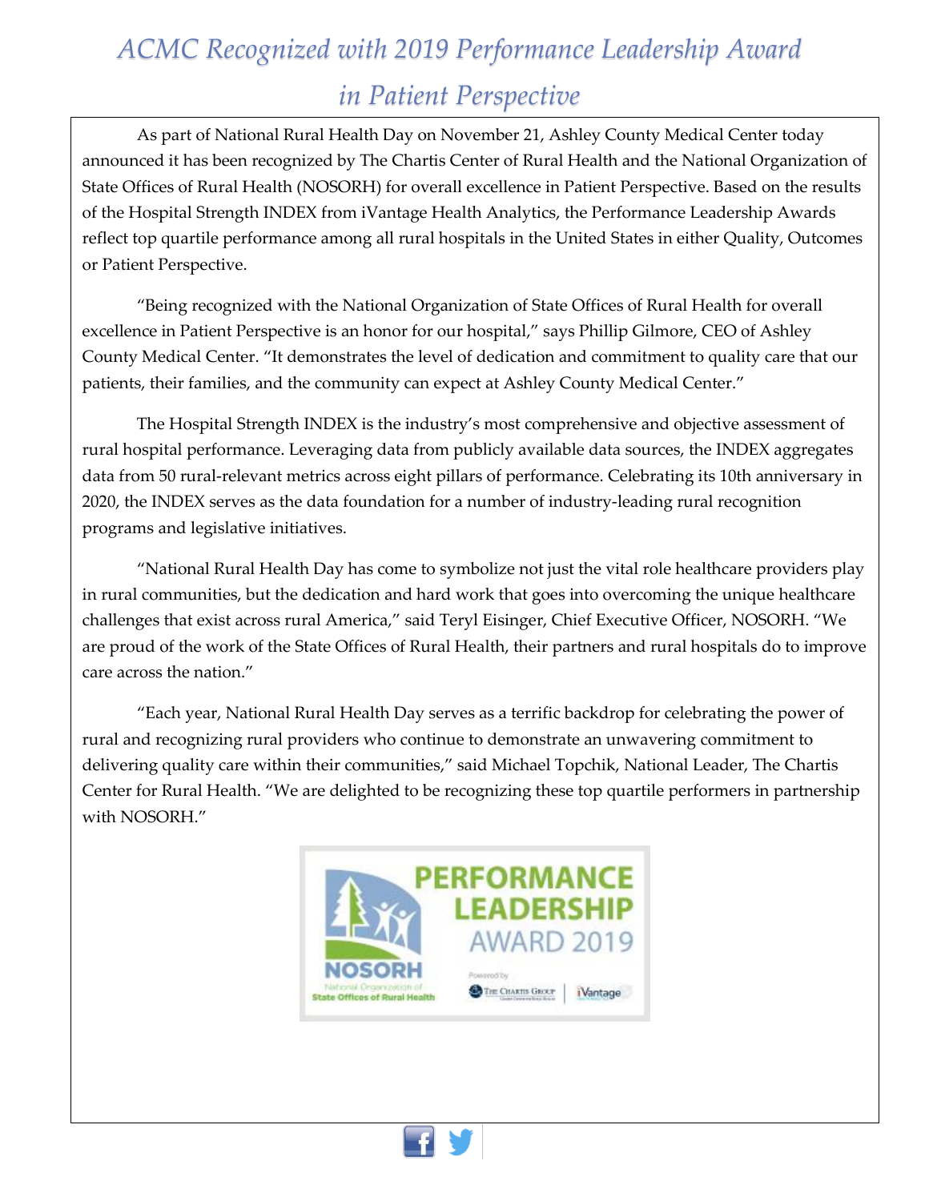# *ACMC Recognized with 2019 Performance Leadership Award in Patient Perspective*

As part of National Rural Health Day on November 21, Ashley County Medical Center today announced it has been recognized by The Chartis Center of Rural Health and the National Organization of State Offices of Rural Health (NOSORH) for overall excellence in Patient Perspective. Based on the results of the Hospital Strength INDEX from iVantage Health Analytics, the Performance Leadership Awards reflect top quartile performance among all rural hospitals in the United States in either Quality, Outcomes or Patient Perspective.

"Being recognized with the National Organization of State Offices of Rural Health for overall excellence in Patient Perspective is an honor for our hospital," says Phillip Gilmore, CEO of Ashley County Medical Center. "It demonstrates the level of dedication and commitment to quality care that our patients, their families, and the community can expect at Ashley County Medical Center."

The Hospital Strength INDEX is the industry's most comprehensive and objective assessment of rural hospital performance. Leveraging data from publicly available data sources, the INDEX aggregates data from 50 rural-relevant metrics across eight pillars of performance. Celebrating its 10th anniversary in 2020, the INDEX serves as the data foundation for a number of industry-leading rural recognition programs and legislative initiatives.

"National Rural Health Day has come to symbolize not just the vital role healthcare providers play in rural communities, but the dedication and hard work that goes into overcoming the unique healthcare challenges that exist across rural America," said Teryl Eisinger, Chief Executive Officer, NOSORH. "We are proud of the work of the State Offices of Rural Health, their partners and rural hospitals do to improve care across the nation."

"Each year, National Rural Health Day serves as a terrific backdrop for celebrating the power of rural and recognizing rural providers who continue to demonstrate an unwavering commitment to delivering quality care within their communities," said Michael Topchik, National Leader, The Chartis Center for Rural Health. "We are delighted to be recognizing these top quartile performers in partnership with NOSORH."

NOSORH National Organization of State Offices of Rural Health

PERFORMANCE LEADERSHIP AWARD 2019

Powered by The Chartis Group | iVantage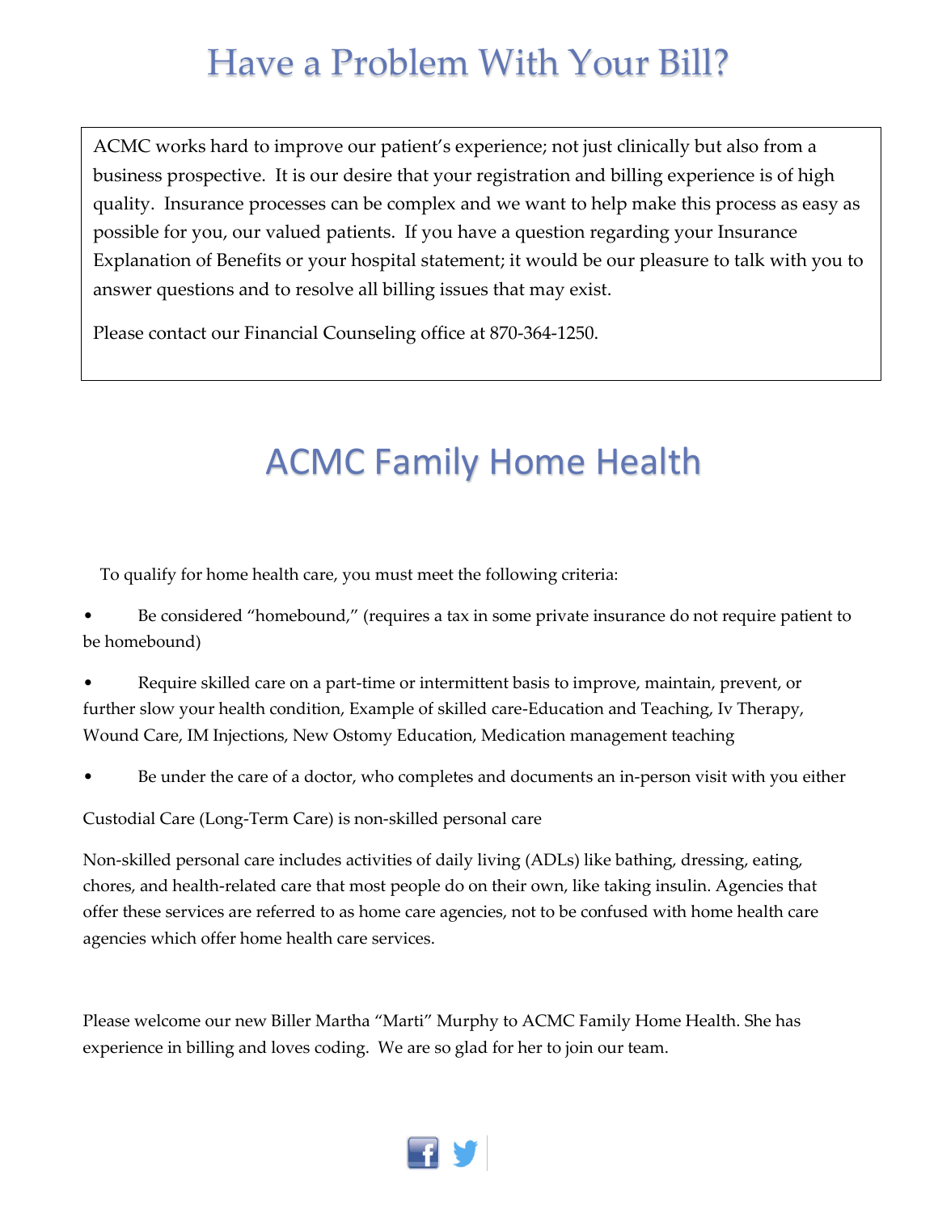# Have a Problem With Your Bill?

ACMC works hard to improve our patient's experience; not just clinically but also from a business prospective. It is our desire that your registration and billing experience is of high quality. Insurance processes can be complex and we want to help make this process as easy as possible for you, our valued patients. If you have a question regarding your Insurance Explanation of Benefits or your hospital statement; it would be our pleasure to talk with you to answer questions and to resolve all billing issues that may exist.

Please contact our Financial Counseling office at 870-364-1250.

# ACMC Family Home Health

To qualify for home health care, you must meet the following criteria:

- Be considered "homebound," (requires a tax in some private insurance do not require patient to be homebound)
- Require skilled care on a part-time or intermittent basis to improve, maintain, prevent, or further slow your health condition, Example of skilled care-Education and Teaching, Iv Therapy, Wound Care, IM Injections, New Ostomy Education, Medication management teaching
- Be under the care of a doctor, who completes and documents an in-person visit with you either

Custodial Care (Long-Term Care) is non-skilled personal care

Non-skilled personal care includes activities of daily living (ADLs) like bathing, dressing, eating, chores, and health-related care that most people do on their own, like taking insulin. Agencies that offer these services are referred to as home care agencies, not to be confused with home health care agencies which offer home health care services.

Please welcome our new Biller Martha "Marti" Murphy to ACMC Family Home Health. She has experience in billing and loves coding. We are so glad for her to join our team.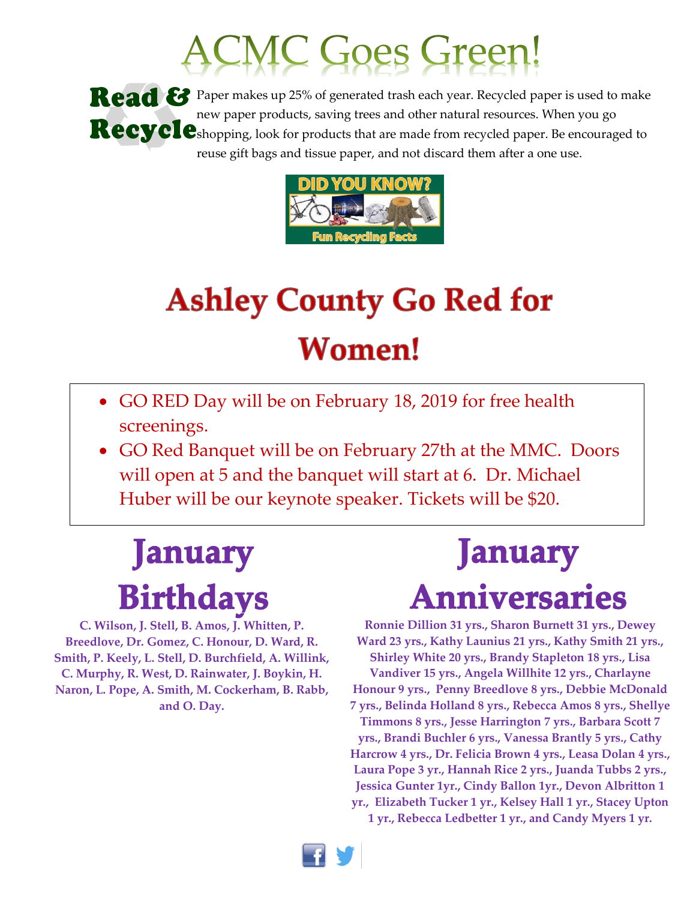# ACMC Goes Green!

## Read & Recycle

Paper makes up 25% of generated trash each year. Recycled paper is used to make new paper products, saving trees and other natural resources. When you go shopping, look for products that are made from recycled paper. Be encouraged to reuse gift bags and tissue paper, and not discard them after a one use.

DID YOU KNOW?

Fun Recycling Facts

# Ashley County Go Red for Women!

- GO RED Day will be on February 18, 2019 for free health screenings.
- GO Red Banquet will be on February 27th at the MMC. Doors will open at 5 and the banquet will start at 6. Dr. Michael Huber will be our keynote speaker. Tickets will be $20.

# January Birthdays

**C. Wilson, J. Stell, B. Amos, J. Whitten, P. Breedlove, Dr. Gomez, C. Honour, D. Ward, R. Smith, P. Keely, L. Stell, D. Burchfield, A. Willink, C. Murphy, R. West, D. Rainwater, J. Boykin, H. Naron, L. Pope, A. Smith, M. Cockerham, B. Rabb, and O. Day.**

# January Anniversaries

**Ronnie Dillion 31 yrs., Sharon Burnett 31 yrs., Dewey Ward 23 yrs., Kathy Launius 21 yrs., Kathy Smith 21 yrs., Shirley White 20 yrs., Brandy Stapleton 18 yrs., Lisa Vandiver 15 yrs., Angela Willhite 12 yrs., Charlayne Honour 9 yrs., Penny Breedlove 8 yrs., Debbie McDonald 7 yrs., Belinda Holland 8 yrs., Rebecca Amos 8 yrs., Shellye Timmons 8 yrs., Jesse Harrington 7 yrs., Barbara Scott 7 yrs., Brandi Buchler 6 yrs., Vanessa Brantly 5 yrs., Cathy Harcrow 4 yrs., Dr. Felicia Brown 4 yrs., Leasa Dolan 4 yrs., Laura Pope 3 yr., Hannah Rice 2 yrs., Juanda Tubbs 2 yrs., Jessica Gunter 1yr., Cindy Ballon 1yr., Devon Albritton 1 yr., Elizabeth Tucker 1 yr., Kelsey Hall 1 yr., Stacey Upton 1 yr., Rebecca Ledbetter 1 yr., and Candy Myers 1 yr.**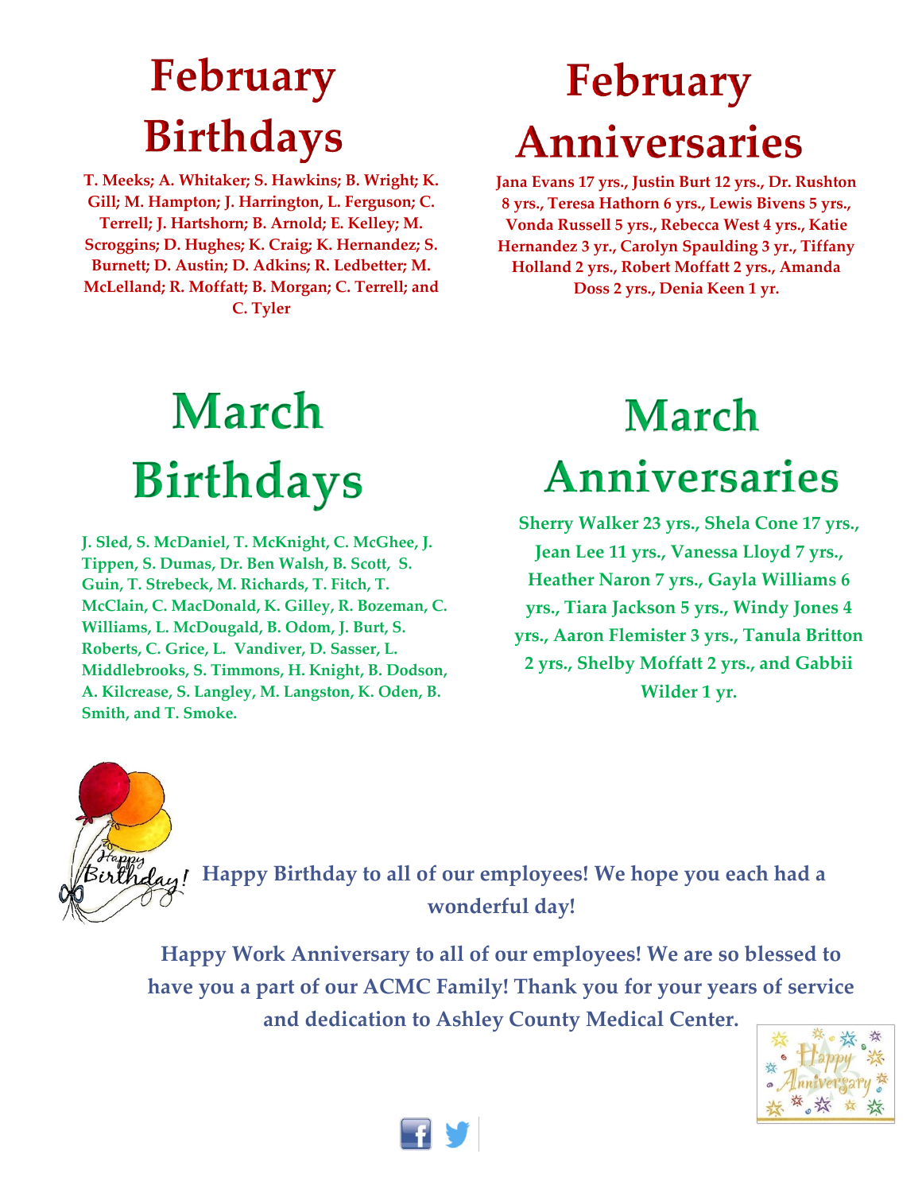# February Birthdays

T. Meeks; A. Whitaker; S. Hawkins; B. Wright; K. Gill; M. Hampton; J. Harrington, L. Ferguson; C. Terrell; J. Hartshorn; B. Arnold; E. Kelley; M. Scroggins; D. Hughes; K. Craig; K. Hernandez; S. Burnett; D. Austin; D. Adkins; R. Ledbetter; M. McLelland; R. Moffatt; B. Morgan; C. Terrell; and C. Tyler

# February Anniversaries

Jana Evans 17 yrs., Justin Burt 12 yrs., Dr. Rushton 8 yrs., Teresa Hathorn 6 yrs., Lewis Bivens 5 yrs., Vonda Russell 5 yrs., Rebecca West 4 yrs., Katie Hernandez 3 yr., Carolyn Spaulding 3 yr., Tiffany Holland 2 yrs., Robert Moffatt 2 yrs., Amanda Doss 2 yrs., Denia Keen 1 yr.

# March Birthdays

J. Sled, S. McDaniel, T. McKnight, C. McGhee, J. Tippen, S. Dumas, Dr. Ben Walsh, B. Scott, S. Guin, T. Strebeck, M. Richards, T. Fitch, T. McClain, C. MacDonald, K. Gilley, R. Bozeman, C. Williams, L. McDougald, B. Odom, J. Burt, S. Roberts, C. Grice, L. Vandiver, D. Sasser, L. Middlebrooks, S. Timmons, H. Knight, B. Dodson, A. Kilcrease, S. Langley, M. Langston, K. Oden, B. Smith, and T. Smoke.

# March Anniversaries

Sherry Walker 23 yrs., Shela Cone 17 yrs., Jean Lee 11 yrs., Vanessa Lloyd 7 yrs., Heather Naron 7 yrs., Gayla Williams 6 yrs., Tiara Jackson 5 yrs., Windy Jones 4 yrs., Aaron Flemister 3 yrs., Tanula Britton 2 yrs., Shelby Moffatt 2 yrs., and Gabbii Wilder 1 yr.

**Happy Birthday to all of our employees! We hope you each had a wonderful day!**

**Happy Work Anniversary to all of our employees! We are so blessed to have you a part of our ACMC Family! Thank you for your years of service and dedication to Ashley County Medical Center.**